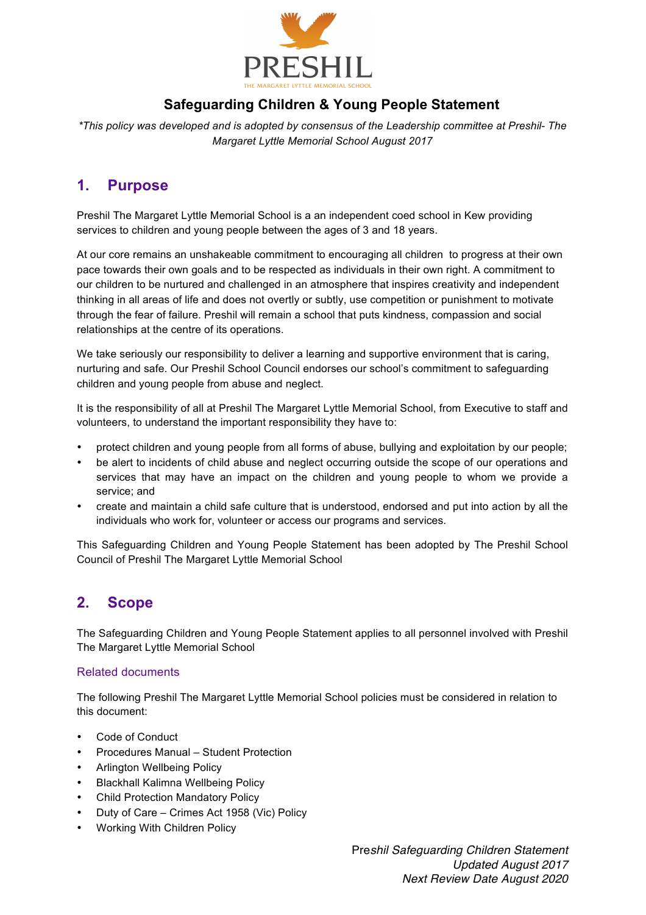PRESHIL

THE MARGARET LYTTLE MEMORIAL SCHOOL

# Safeguarding Children & Young People Statement

*\*This policy was developed and is adopted by consensus of the Leadership committee at Preshil- The Margaret Lyttle Memorial School August 2017*

## 1. Purpose

Preshil The Margaret Lyttle Memorial School is a an independent coed school in Kew providing services to children and young people between the ages of 3 and 18 years.

At our core remains an unshakeable commitment to encouraging all children to progress at their own pace towards their own goals and to be respected as individuals in their own right. A commitment to our children to be nurtured and challenged in an atmosphere that inspires creativity and independent thinking in all areas of life and does not overtly or subtly, use competition or punishment to motivate through the fear of failure. Preshil will remain a school that puts kindness, compassion and social relationships at the centre of its operations.

We take seriously our responsibility to deliver a learning and supportive environment that is caring, nurturing and safe. Our Preshil School Council endorses our school's commitment to safeguarding children and young people from abuse and neglect.

It is the responsibility of all at Preshil The Margaret Lyttle Memorial School, from Executive to staff and volunteers, to understand the important responsibility they have to:

- protect children and young people from all forms of abuse, bullying and exploitation by our people;
- be alert to incidents of child abuse and neglect occurring outside the scope of our operations and services that may have an impact on the children and young people to whom we provide a service; and
- create and maintain a child safe culture that is understood, endorsed and put into action by all the individuals who work for, volunteer or access our programs and services.

This Safeguarding Children and Young People Statement has been adopted by The Preshil School Council of Preshil The Margaret Lyttle Memorial School

## 2. Scope

The Safeguarding Children and Young People Statement applies to all personnel involved with Preshil The Margaret Lyttle Memorial School

### Related documents

The following Preshil The Margaret Lyttle Memorial School policies must be considered in relation to this document:

- Code of Conduct
- Procedures Manual – Student Protection
- Arlington Wellbeing Policy
- Blackhall Kalimna Wellbeing Policy
- Child Protection Mandatory Policy
- Duty of Care – Crimes Act 1958 (Vic) Policy
- Working With Children Policy

*Preshil Safeguarding Children Statement*
*Updated August 2017*
*Next Review Date August 2020*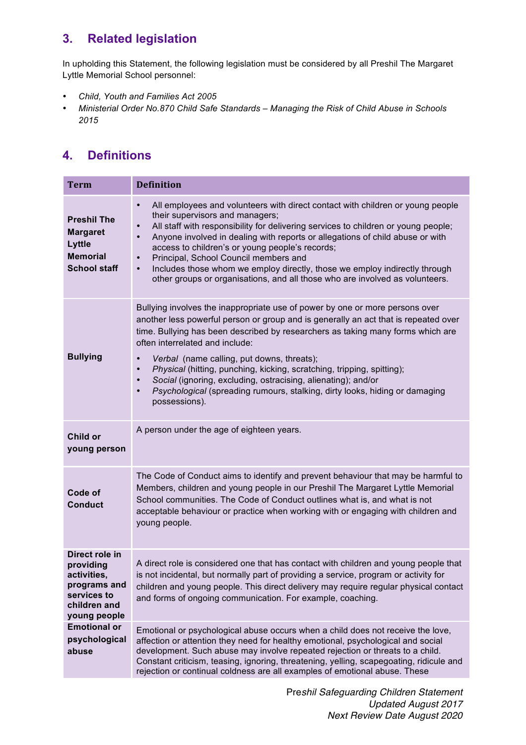## 3. Related legislation

In upholding this Statement, the following legislation must be considered by all Preshil The Margaret Lyttle Memorial School personnel:

- *Child, Youth and Families Act 2005*
- *Ministerial Order No.870 Child Safe Standards – Managing the Risk of Child Abuse in Schools 2015*

## 4. Definitions

| Term | Definition |
|---|---|
| **Preshil The Margaret Lyttle Memorial School staff** | • All employees and volunteers with direct contact with children or young people their supervisors and managers;<br>• All staff with responsibility for delivering services to children or young people;<br>• Anyone involved in dealing with reports or allegations of child abuse or with access to children's or young people's records;<br>• Principal, School Council members and<br>• Includes those whom we employ directly, those we employ indirectly through other groups or organisations, and all those who are involved as volunteers. |
| **Bullying** | Bullying involves the inappropriate use of power by one or more persons over another less powerful person or group and is generally an act that is repeated over time. Bullying has been described by researchers as taking many forms which are often interrelated and include:<br>• *Verbal* (name calling, put downs, threats);<br>• *Physical* (hitting, punching, kicking, scratching, tripping, spitting);<br>• *Social* (ignoring, excluding, ostracising, alienating); and/or<br>• *Psychological* (spreading rumours, stalking, dirty looks, hiding or damaging possessions). |
| **Child or young person** | A person under the age of eighteen years. |
| **Code of Conduct** | The Code of Conduct aims to identify and prevent behaviour that may be harmful to Members, children and young people in our Preshil The Margaret Lyttle Memorial School communities. The Code of Conduct outlines what is, and what is not acceptable behaviour or practice when working with or engaging with children and young people. |
| **Direct role in providing activities, programs and services to children and young people** | A direct role is considered one that has contact with children and young people that is not incidental, but normally part of providing a service, program or activity for children and young people. This direct delivery may require regular physical contact and forms of ongoing communication. For example, coaching. |
| **Emotional or psychological abuse** | Emotional or psychological abuse occurs when a child does not receive the love, affection or attention they need for healthy emotional, psychological and social development. Such abuse may involve repeated rejection or threats to a child. Constant criticism, teasing, ignoring, threatening, yelling, scapegoating, ridicule and rejection or continual coldness are all examples of emotional abuse. These |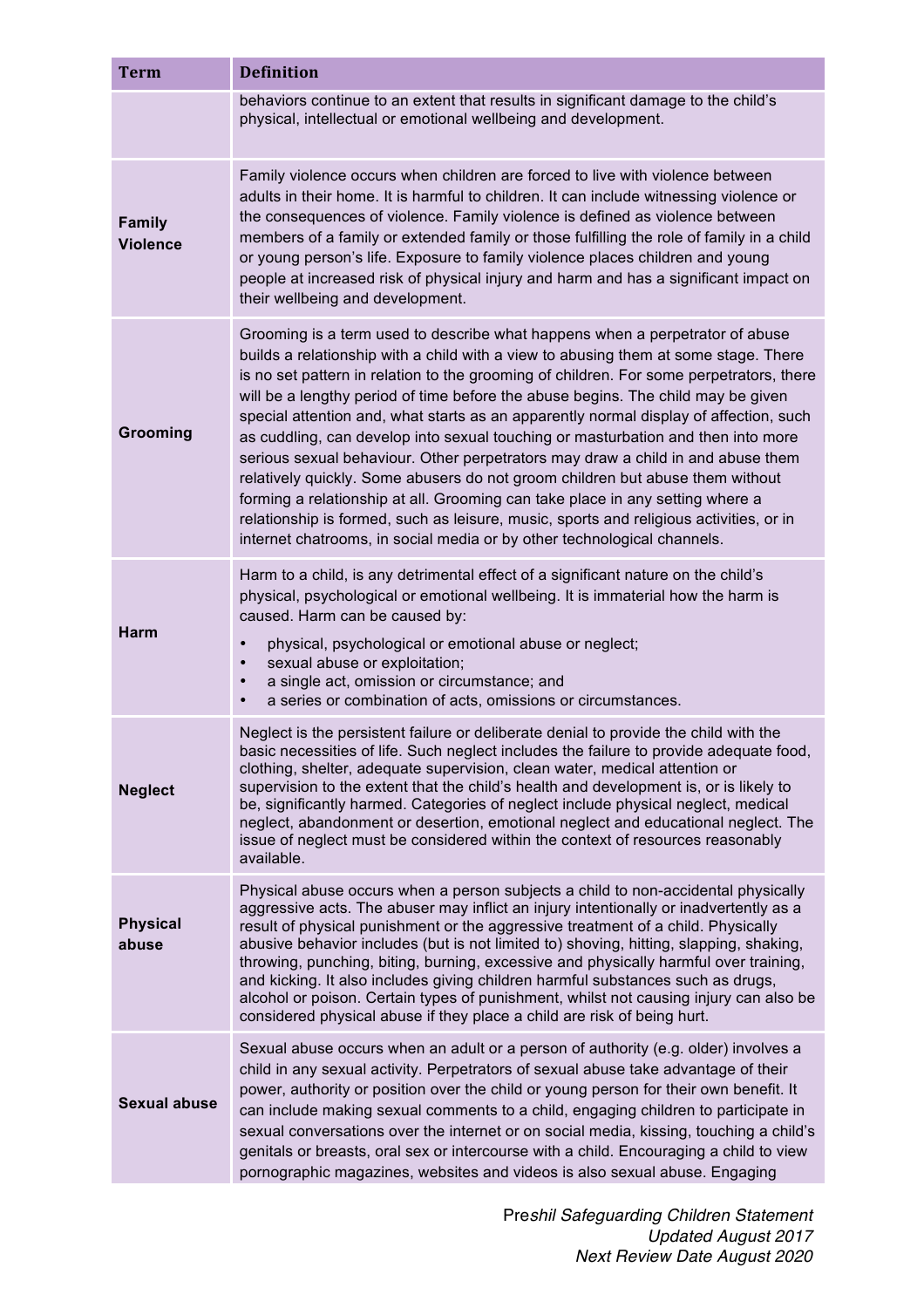| Term | Definition |
| --- | --- |
| | behaviors continue to an extent that results in significant damage to the child's physical, intellectual or emotional wellbeing and development. |
| **Family Violence** | Family violence occurs when children are forced to live with violence between adults in their home. It is harmful to children. It can include witnessing violence or the consequences of violence. Family violence is defined as violence between members of a family or extended family or those fulfilling the role of family in a child or young person's life. Exposure to family violence places children and young people at increased risk of physical injury and harm and has a significant impact on their wellbeing and development. |
| **Grooming** | Grooming is a term used to describe what happens when a perpetrator of abuse builds a relationship with a child with a view to abusing them at some stage. There is no set pattern in relation to the grooming of children. For some perpetrators, there will be a lengthy period of time before the abuse begins. The child may be given special attention and, what starts as an apparently normal display of affection, such as cuddling, can develop into sexual touching or masturbation and then into more serious sexual behaviour. Other perpetrators may draw a child in and abuse them relatively quickly. Some abusers do not groom children but abuse them without forming a relationship at all. Grooming can take place in any setting where a relationship is formed, such as leisure, music, sports and religious activities, or in internet chatrooms, in social media or by other technological channels. |
| **Harm** | Harm to a child, is any detrimental effect of a significant nature on the child's physical, psychological or emotional wellbeing. It is immaterial how the harm is caused. Harm can be caused by:<br>• physical, psychological or emotional abuse or neglect;<br>• sexual abuse or exploitation;<br>• a single act, omission or circumstance; and<br>• a series or combination of acts, omissions or circumstances. |
| **Neglect** | Neglect is the persistent failure or deliberate denial to provide the child with the basic necessities of life. Such neglect includes the failure to provide adequate food, clothing, shelter, adequate supervision, clean water, medical attention or supervision to the extent that the child's health and development is, or is likely to be, significantly harmed. Categories of neglect include physical neglect, medical neglect, abandonment or desertion, emotional neglect and educational neglect. The issue of neglect must be considered within the context of resources reasonably available. |
| **Physical abuse** | Physical abuse occurs when a person subjects a child to non-accidental physically aggressive acts. The abuser may inflict an injury intentionally or inadvertently as a result of physical punishment or the aggressive treatment of a child. Physically abusive behavior includes (but is not limited to) shoving, hitting, slapping, shaking, throwing, punching, biting, burning, excessive and physically harmful over training, and kicking. It also includes giving children harmful substances such as drugs, alcohol or poison. Certain types of punishment, whilst not causing injury can also be considered physical abuse if they place a child are risk of being hurt. |
| **Sexual abuse** | Sexual abuse occurs when an adult or a person of authority (e.g. older) involves a child in any sexual activity. Perpetrators of sexual abuse take advantage of their power, authority or position over the child or young person for their own benefit. It can include making sexual comments to a child, engaging children to participate in sexual conversations over the internet or on social media, kissing, touching a child's genitals or breasts, oral sex or intercourse with a child. Encouraging a child to view pornographic magazines, websites and videos is also sexual abuse. Engaging |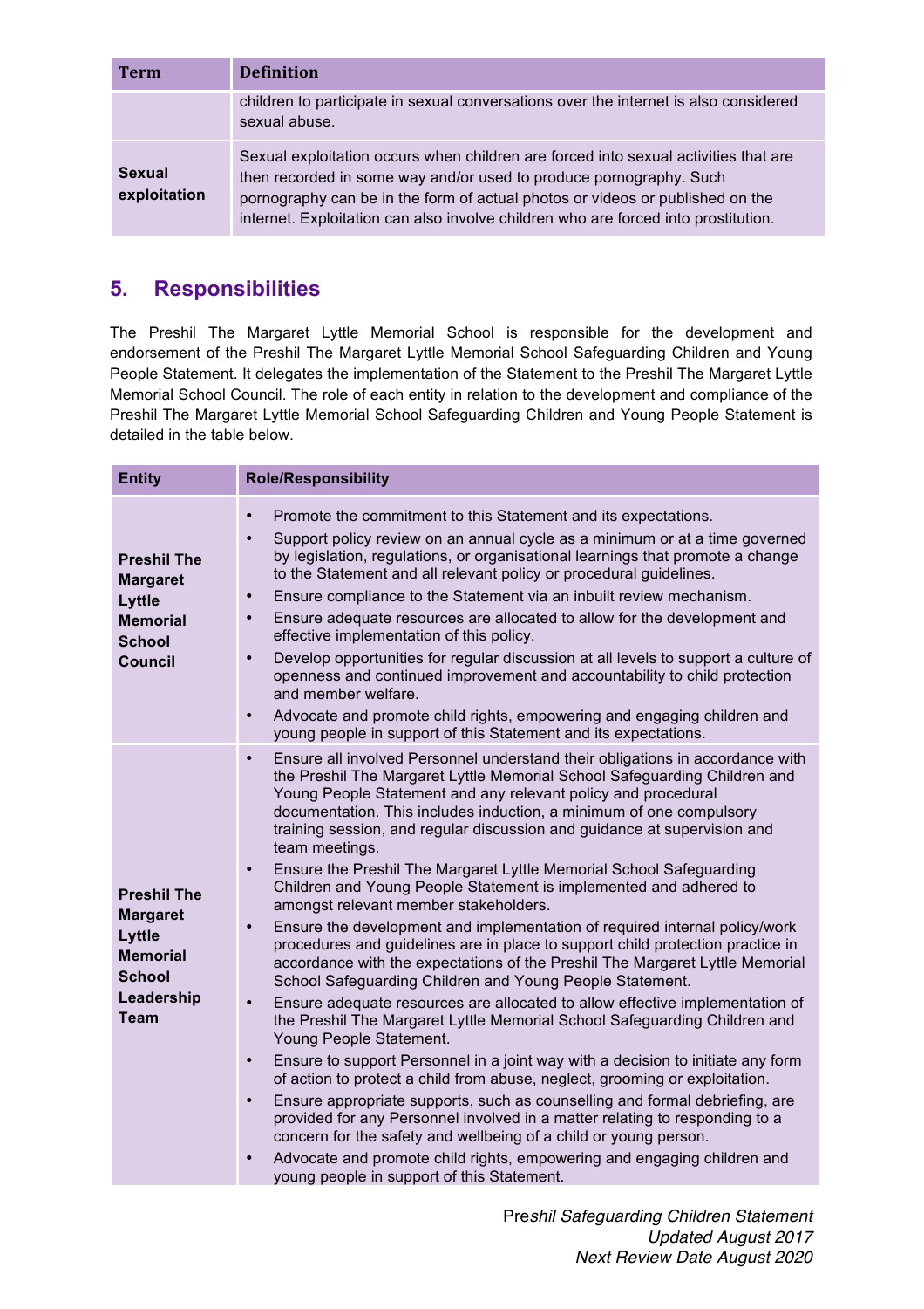| Term | Definition |
|---|---|
| | children to participate in sexual conversations over the internet is also considered sexual abuse. |
| **Sexual exploitation** | Sexual exploitation occurs when children are forced into sexual activities that are then recorded in some way and/or used to produce pornography. Such pornography can be in the form of actual photos or videos or published on the internet. Exploitation can also involve children who are forced into prostitution. |

## 5. Responsibilities

The Preshil The Margaret Lyttle Memorial School is responsible for the development and endorsement of the Preshil The Margaret Lyttle Memorial School Safeguarding Children and Young People Statement. It delegates the implementation of the Statement to the Preshil The Margaret Lyttle Memorial School Council. The role of each entity in relation to the development and compliance of the Preshil The Margaret Lyttle Memorial School Safeguarding Children and Young People Statement is detailed in the table below.

| Entity | Role/Responsibility |
|---|---|
| **Preshil The Margaret Lyttle Memorial School Council** | • Promote the commitment to this Statement and its expectations.<br>• Support policy review on an annual cycle as a minimum or at a time governed by legislation, regulations, or organisational learnings that promote a change to the Statement and all relevant policy or procedural guidelines.<br>• Ensure compliance to the Statement via an inbuilt review mechanism.<br>• Ensure adequate resources are allocated to allow for the development and effective implementation of this policy.<br>• Develop opportunities for regular discussion at all levels to support a culture of openness and continued improvement and accountability to child protection and member welfare.<br>• Advocate and promote child rights, empowering and engaging children and young people in support of this Statement and its expectations. |
| **Preshil The Margaret Lyttle Memorial School Leadership Team** | • Ensure all involved Personnel understand their obligations in accordance with the Preshil The Margaret Lyttle Memorial School Safeguarding Children and Young People Statement and any relevant policy and procedural documentation. This includes induction, a minimum of one compulsory training session, and regular discussion and guidance at supervision and team meetings.<br>• Ensure the Preshil The Margaret Lyttle Memorial School Safeguarding Children and Young People Statement is implemented and adhered to amongst relevant member stakeholders.<br>• Ensure the development and implementation of required internal policy/work procedures and guidelines are in place to support child protection practice in accordance with the expectations of the Preshil The Margaret Lyttle Memorial School Safeguarding Children and Young People Statement.<br>• Ensure adequate resources are allocated to allow effective implementation of the Preshil The Margaret Lyttle Memorial School Safeguarding Children and Young People Statement.<br>• Ensure to support Personnel in a joint way with a decision to initiate any form of action to protect a child from abuse, neglect, grooming or exploitation.<br>• Ensure appropriate supports, such as counselling and formal debriefing, are provided for any Personnel involved in a matter relating to responding to a concern for the safety and wellbeing of a child or young person.<br>• Advocate and promote child rights, empowering and engaging children and young people in support of this Statement. |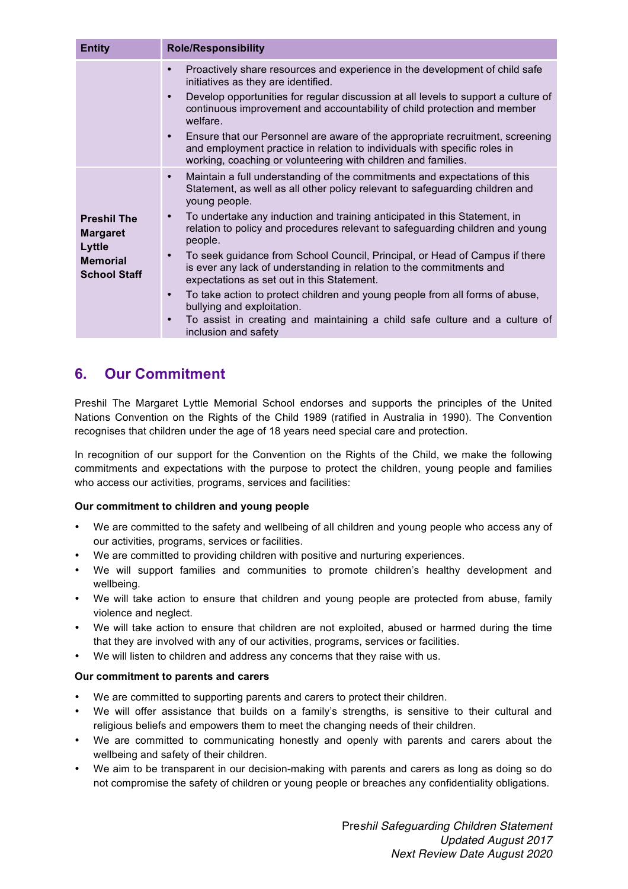| Entity | Role/Responsibility |
|---|---|
| | • Proactively share resources and experience in the development of child safe initiatives as they are identified.<br>• Develop opportunities for regular discussion at all levels to support a culture of continuous improvement and accountability of child protection and member welfare.<br>• Ensure that our Personnel are aware of the appropriate recruitment, screening and employment practice in relation to individuals with specific roles in working, coaching or volunteering with children and families. |
| **Preshil The Margaret Lyttle Memorial School Staff** | • Maintain a full understanding of the commitments and expectations of this Statement, as well as all other policy relevant to safeguarding children and young people.<br>• To undertake any induction and training anticipated in this Statement, in relation to policy and procedures relevant to safeguarding children and young people.<br>• To seek guidance from School Council, Principal, or Head of Campus if there is ever any lack of understanding in relation to the commitments and expectations as set out in this Statement.<br>• To take action to protect children and young people from all forms of abuse, bullying and exploitation.<br>• To assist in creating and maintaining a child safe culture and a culture of inclusion and safety |

## 6. Our Commitment

Preshil The Margaret Lyttle Memorial School endorses and supports the principles of the United Nations Convention on the Rights of the Child 1989 (ratified in Australia in 1990). The Convention recognises that children under the age of 18 years need special care and protection.

In recognition of our support for the Convention on the Rights of the Child, we make the following commitments and expectations with the purpose to protect the children, young people and families who access our activities, programs, services and facilities:

**Our commitment to children and young people**

- We are committed to the safety and wellbeing of all children and young people who access any of our activities, programs, services or facilities.
- We are committed to providing children with positive and nurturing experiences.
- We will support families and communities to promote children's healthy development and wellbeing.
- We will take action to ensure that children and young people are protected from abuse, family violence and neglect.
- We will take action to ensure that children are not exploited, abused or harmed during the time that they are involved with any of our activities, programs, services or facilities.
- We will listen to children and address any concerns that they raise with us.

**Our commitment to parents and carers**

- We are committed to supporting parents and carers to protect their children.
- We will offer assistance that builds on a family's strengths, is sensitive to their cultural and religious beliefs and empowers them to meet the changing needs of their children.
- We are committed to communicating honestly and openly with parents and carers about the wellbeing and safety of their children.
- We aim to be transparent in our decision-making with parents and carers as long as doing so do not compromise the safety of children or young people or breaches any confidentiality obligations.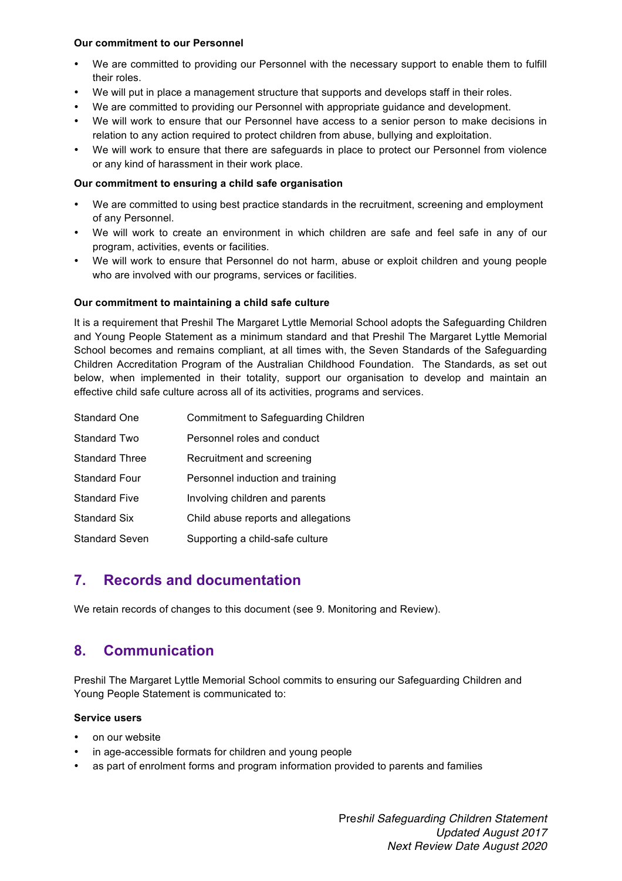**Our commitment to our Personnel**

- We are committed to providing our Personnel with the necessary support to enable them to fulfill their roles.
- We will put in place a management structure that supports and develops staff in their roles.
- We are committed to providing our Personnel with appropriate guidance and development.
- We will work to ensure that our Personnel have access to a senior person to make decisions in relation to any action required to protect children from abuse, bullying and exploitation.
- We will work to ensure that there are safeguards in place to protect our Personnel from violence or any kind of harassment in their work place.

**Our commitment to ensuring a child safe organisation**

- We are committed to using best practice standards in the recruitment, screening and employment of any Personnel.
- We will work to create an environment in which children are safe and feel safe in any of our program, activities, events or facilities.
- We will work to ensure that Personnel do not harm, abuse or exploit children and young people who are involved with our programs, services or facilities.

**Our commitment to maintaining a child safe culture**

It is a requirement that Preshil The Margaret Lyttle Memorial School adopts the Safeguarding Children and Young People Statement as a minimum standard and that Preshil The Margaret Lyttle Memorial School becomes and remains compliant, at all times with, the Seven Standards of the Safeguarding Children Accreditation Program of the Australian Childhood Foundation. The Standards, as set out below, when implemented in their totality, support our organisation to develop and maintain an effective child safe culture across all of its activities, programs and services.

| | |
|---|---|
| Standard One | Commitment to Safeguarding Children |
| Standard Two | Personnel roles and conduct |
| Standard Three | Recruitment and screening |
| Standard Four | Personnel induction and training |
| Standard Five | Involving children and parents |
| Standard Six | Child abuse reports and allegations |
| Standard Seven | Supporting a child-safe culture |

## 7. Records and documentation

We retain records of changes to this document (see 9. Monitoring and Review).

## 8. Communication

Preshil The Margaret Lyttle Memorial School commits to ensuring our Safeguarding Children and Young People Statement is communicated to:

**Service users**

- on our website
- in age-accessible formats for children and young people
- as part of enrolment forms and program information provided to parents and families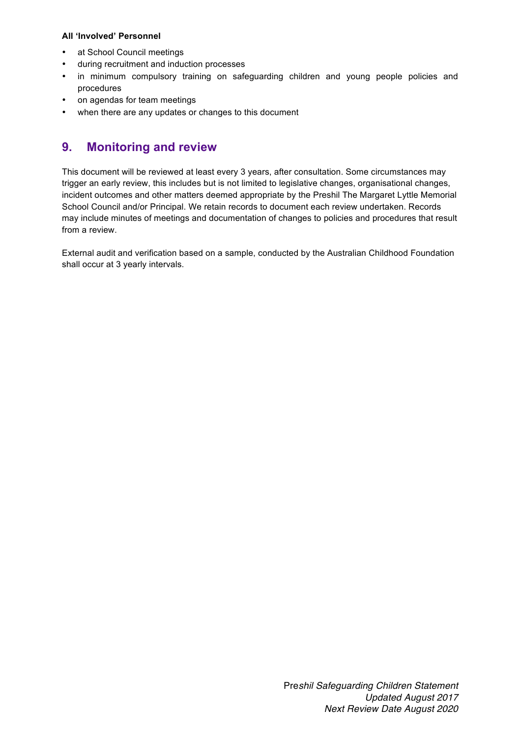**All 'Involved' Personnel**

- at School Council meetings
- during recruitment and induction processes
- in minimum compulsory training on safeguarding children and young people policies and procedures
- on agendas for team meetings
- when there are any updates or changes to this document

## 9. Monitoring and review

This document will be reviewed at least every 3 years, after consultation. Some circumstances may trigger an early review, this includes but is not limited to legislative changes, organisational changes, incident outcomes and other matters deemed appropriate by the Preshil The Margaret Lyttle Memorial School Council and/or Principal. We retain records to document each review undertaken. Records may include minutes of meetings and documentation of changes to policies and procedures that result from a review.

External audit and verification based on a sample, conducted by the Australian Childhood Foundation shall occur at 3 yearly intervals.

Pre*shil Safeguarding Children Statement*
*Updated August 2017*
*Next Review Date August 2020*